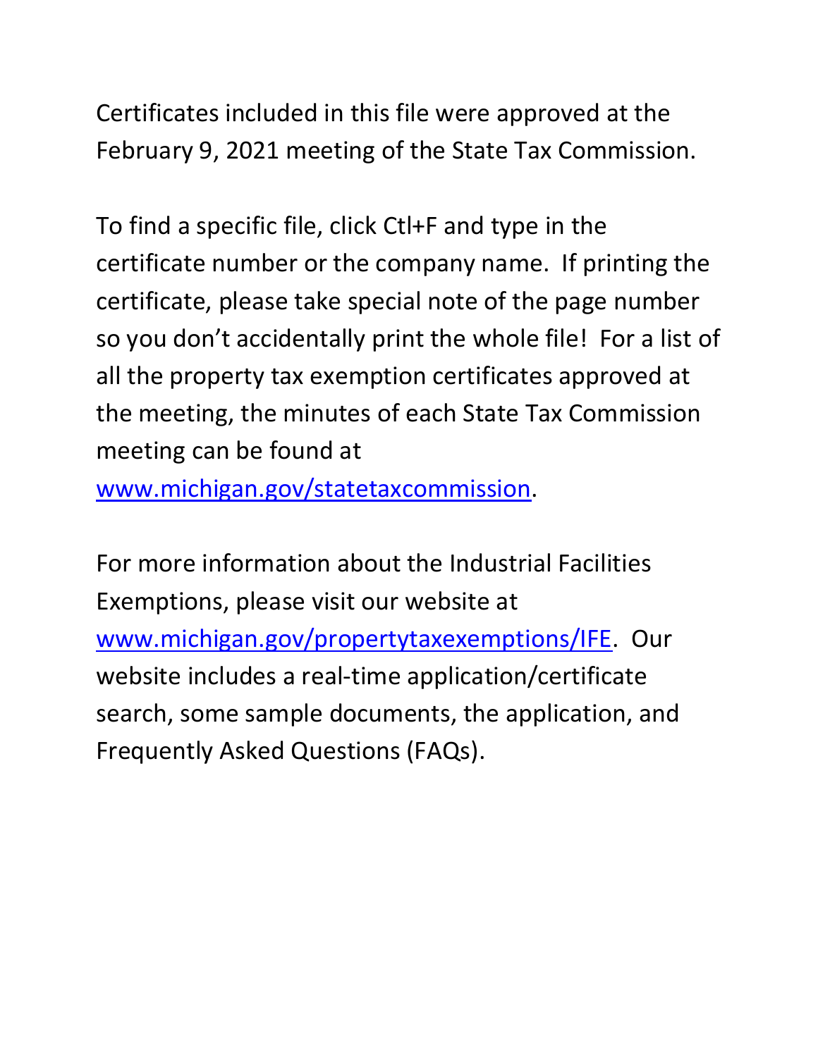Certificates included in this file were approved at the February 9, 2021 meeting of the State Tax Commission.

To find a specific file, click Ctl+F and type in the certificate number or the company name. If printing the certificate, please take special note of the page number so you don't accidentally print the whole file! For a list of all the property tax exemption certificates approved at the meeting, the minutes of each State Tax Commission meeting can be found at [www.michigan.gov/statetaxcommission](http://www.michigan.gov/statetaxcommission).

For more information about the Industrial Facilities Exemptions, please visit our website at [www.michigan.gov/propertytaxexemptions/IFE](http://www.michigan.gov/propertytaxexemptions/IFE). Our website includes a real-time application/certificate search, some sample documents, the application, and Frequently Asked Questions (FAQs).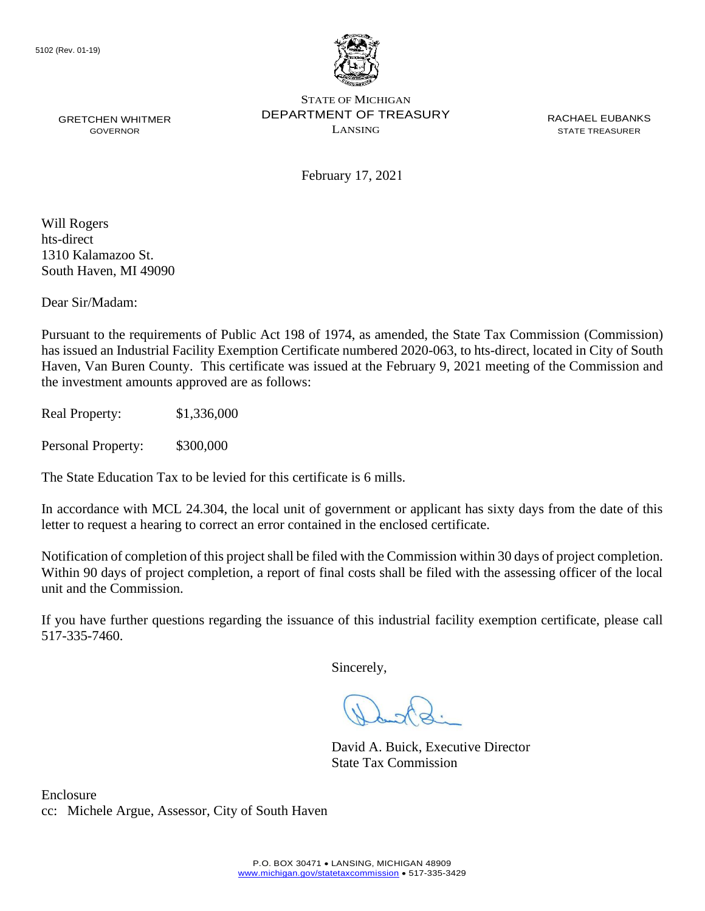5102 (Rev. 01-19)

STATE OF MICHIGAN
DEPARTMENT OF TREASURY
LANSING

GRETCHEN WHITMER
GOVERNOR

RACHAEL EUBANKS
STATE TREASURER

February 17, 2021

Will Rogers
hts-direct
1310 Kalamazoo St.
South Haven, MI 49090

Dear Sir/Madam:

Pursuant to the requirements of Public Act 198 of 1974, as amended, the State Tax Commission (Commission) has issued an Industrial Facility Exemption Certificate numbered 2020-063, to hts-direct, located in City of South Haven, Van Buren County. This certificate was issued at the February 9, 2021 meeting of the Commission and the investment amounts approved are as follows:

Real Property: $1,336,000

Personal Property: $300,000

The State Education Tax to be levied for this certificate is 6 mills.

In accordance with MCL 24.304, the local unit of government or applicant has sixty days from the date of this letter to request a hearing to correct an error contained in the enclosed certificate.

Notification of completion of this project shall be filed with the Commission within 30 days of project completion. Within 90 days of project completion, a report of final costs shall be filed with the assessing officer of the local unit and the Commission.

If you have further questions regarding the issuance of this industrial facility exemption certificate, please call 517-335-7460.

Sincerely,

David A. Buick, Executive Director
State Tax Commission

Enclosure
cc: Michele Argue, Assessor, City of South Haven

P.O. BOX 30471 • LANSING, MICHIGAN 48909
www.michigan.gov/statetaxcommission • 517-335-3429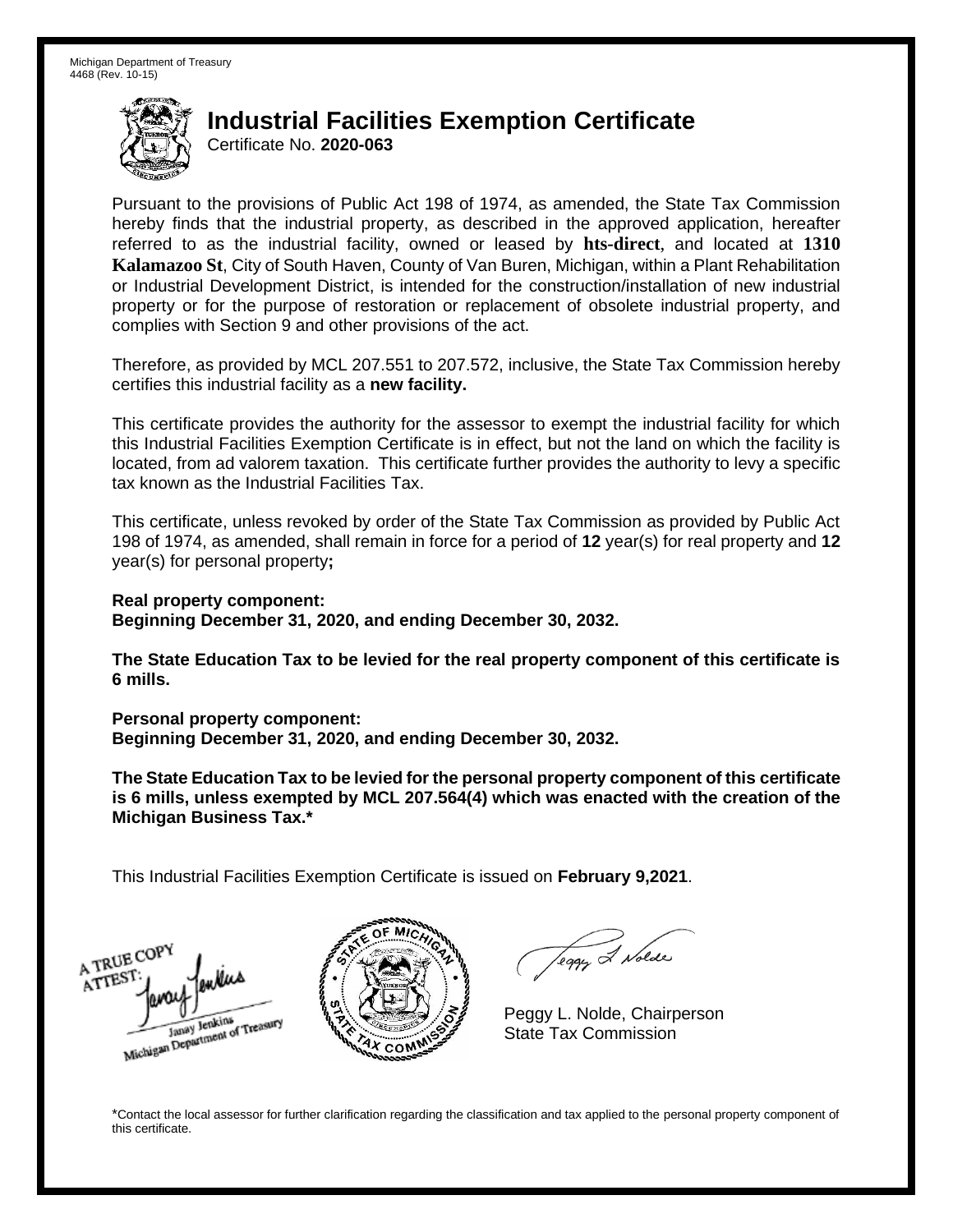Michigan Department of Treasury
4468 (Rev. 10-15)

# Industrial Facilities Exemption Certificate

Certificate No. **2020-063**

Pursuant to the provisions of Public Act 198 of 1974, as amended, the State Tax Commission hereby finds that the industrial property, as described in the approved application, hereafter referred to as the industrial facility, owned or leased by **hts-direct**, and located at **1310 Kalamazoo St**, City of South Haven, County of Van Buren, Michigan, within a Plant Rehabilitation or Industrial Development District, is intended for the construction/installation of new industrial property or for the purpose of restoration or replacement of obsolete industrial property, and complies with Section 9 and other provisions of the act.

Therefore, as provided by MCL 207.551 to 207.572, inclusive, the State Tax Commission hereby certifies this industrial facility as a **new facility.**

This certificate provides the authority for the assessor to exempt the industrial facility for which this Industrial Facilities Exemption Certificate is in effect, but not the land on which the facility is located, from ad valorem taxation. This certificate further provides the authority to levy a specific tax known as the Industrial Facilities Tax.

This certificate, unless revoked by order of the State Tax Commission as provided by Public Act 198 of 1974, as amended, shall remain in force for a period of **12** year(s) for real property and **12** year(s) for personal property**;**

**Real property component:**
**Beginning December 31, 2020, and ending December 30, 2032.**

**The State Education Tax to be levied for the real property component of this certificate is 6 mills.**

**Personal property component:**
**Beginning December 31, 2020, and ending December 30, 2032.**

**The State Education Tax to be levied for the personal property component of this certificate is 6 mills, unless exempted by MCL 207.564(4) which was enacted with the creation of the Michigan Business Tax.***

This Industrial Facilities Exemption Certificate is issued on **February 9,2021**.

A TRUE COPY
ATTEST:
Janay Jenkins
Michigan Department of Treasury

Peggy L. Nolde, Chairperson
State Tax Commission

*Contact the local assessor for further clarification regarding the classification and tax applied to the personal property component of this certificate.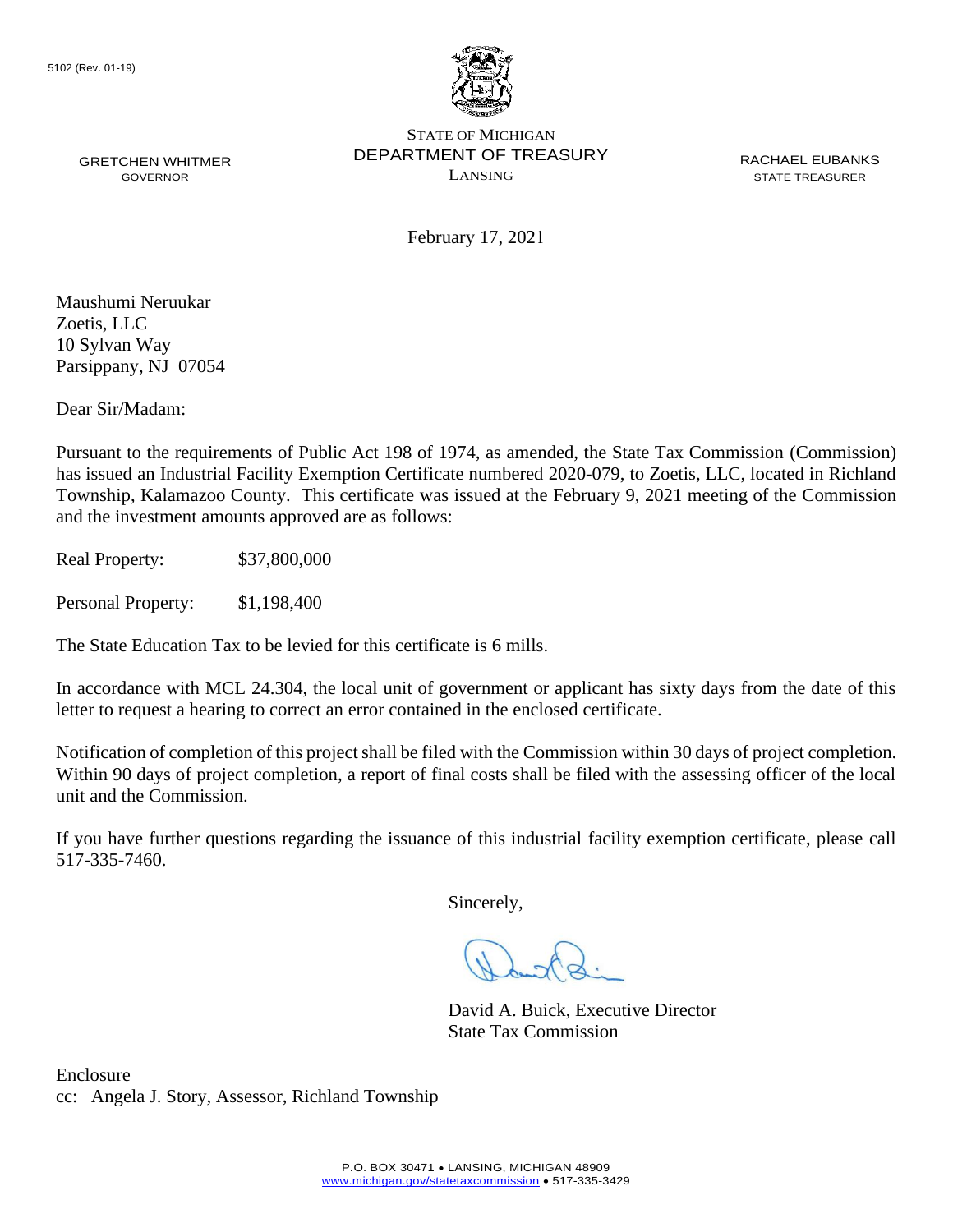5102 (Rev. 01-19)

STATE OF MICHIGAN
DEPARTMENT OF TREASURY
LANSING

GRETCHEN WHITMER
GOVERNOR

RACHAEL EUBANKS
STATE TREASURER

February 17, 2021

Maushumi Neruukar
Zoetis, LLC
10 Sylvan Way
Parsippany, NJ 07054

Dear Sir/Madam:

Pursuant to the requirements of Public Act 198 of 1974, as amended, the State Tax Commission (Commission) has issued an Industrial Facility Exemption Certificate numbered 2020-079, to Zoetis, LLC, located in Richland Township, Kalamazoo County. This certificate was issued at the February 9, 2021 meeting of the Commission and the investment amounts approved are as follows:

Real Property: $37,800,000

Personal Property: $1,198,400

The State Education Tax to be levied for this certificate is 6 mills.

In accordance with MCL 24.304, the local unit of government or applicant has sixty days from the date of this letter to request a hearing to correct an error contained in the enclosed certificate.

Notification of completion of this project shall be filed with the Commission within 30 days of project completion. Within 90 days of project completion, a report of final costs shall be filed with the assessing officer of the local unit and the Commission.

If you have further questions regarding the issuance of this industrial facility exemption certificate, please call 517-335-7460.

Sincerely,

David A. Buick, Executive Director
State Tax Commission

Enclosure
cc: Angela J. Story, Assessor, Richland Township

P.O. BOX 30471 • LANSING, MICHIGAN 48909
www.michigan.gov/statetaxcommission • 517-335-3429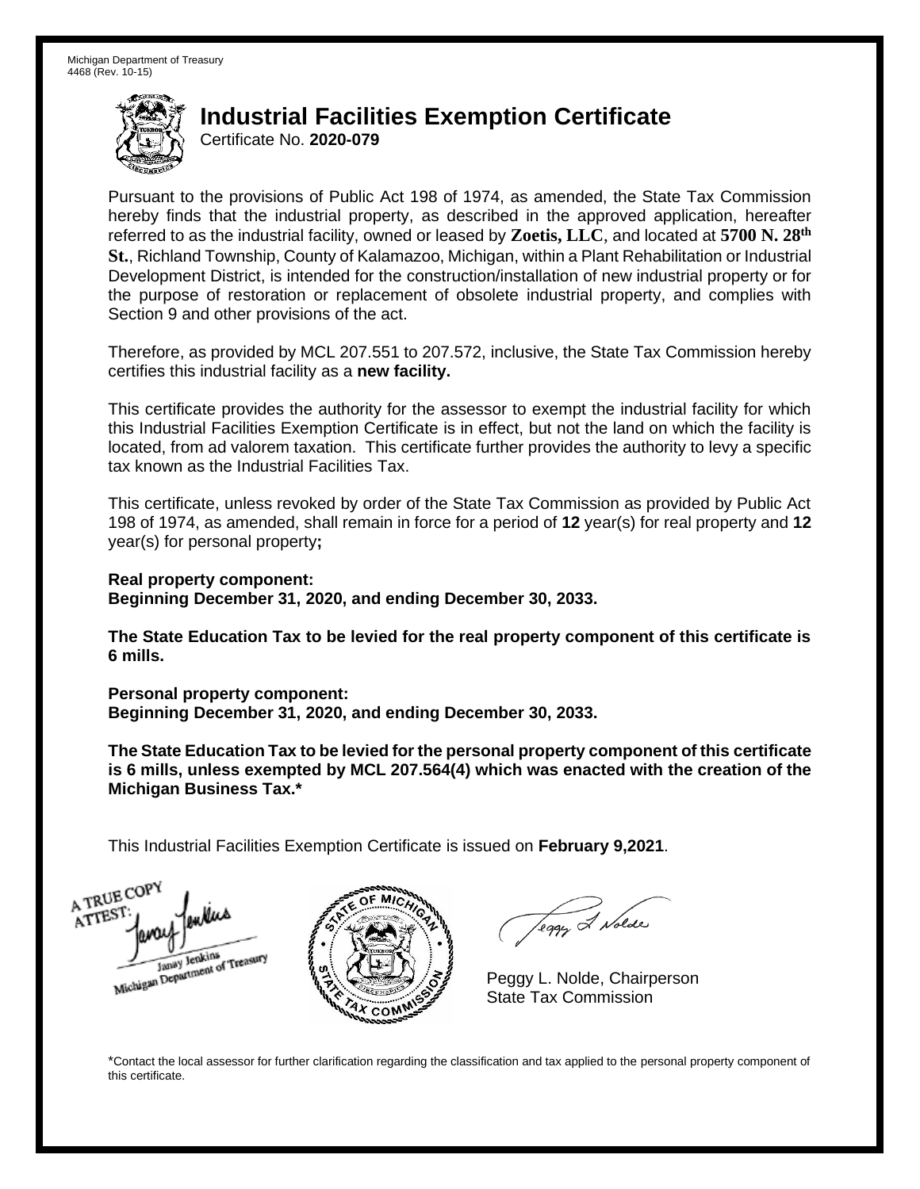Michigan Department of Treasury
4468 (Rev. 10-15)

# Industrial Facilities Exemption Certificate

Certificate No. **2020-079**

Pursuant to the provisions of Public Act 198 of 1974, as amended, the State Tax Commission hereby finds that the industrial property, as described in the approved application, hereafter referred to as the industrial facility, owned or leased by **Zoetis, LLC**, and located at **5700 N. 28th St.**, Richland Township, County of Kalamazoo, Michigan, within a Plant Rehabilitation or Industrial Development District, is intended for the construction/installation of new industrial property or for the purpose of restoration or replacement of obsolete industrial property, and complies with Section 9 and other provisions of the act.

Therefore, as provided by MCL 207.551 to 207.572, inclusive, the State Tax Commission hereby certifies this industrial facility as a **new facility.**

This certificate provides the authority for the assessor to exempt the industrial facility for which this Industrial Facilities Exemption Certificate is in effect, but not the land on which the facility is located, from ad valorem taxation. This certificate further provides the authority to levy a specific tax known as the Industrial Facilities Tax.

This certificate, unless revoked by order of the State Tax Commission as provided by Public Act 198 of 1974, as amended, shall remain in force for a period of **12** year(s) for real property and **12** year(s) for personal property**;**

**Real property component:**
**Beginning December 31, 2020, and ending December 30, 2033.**

**The State Education Tax to be levied for the real property component of this certificate is 6 mills.**

**Personal property component:**
**Beginning December 31, 2020, and ending December 30, 2033.**

**The State Education Tax to be levied for the personal property component of this certificate is 6 mills, unless exempted by MCL 207.564(4) which was enacted with the creation of the Michigan Business Tax.***

This Industrial Facilities Exemption Certificate is issued on **February 9,2021**.

A TRUE COPY
ATTEST:
Janay Jenkins
Michigan Department of Treasury

Peggy L. Nolde, Chairperson
State Tax Commission

*Contact the local assessor for further clarification regarding the classification and tax applied to the personal property component of this certificate.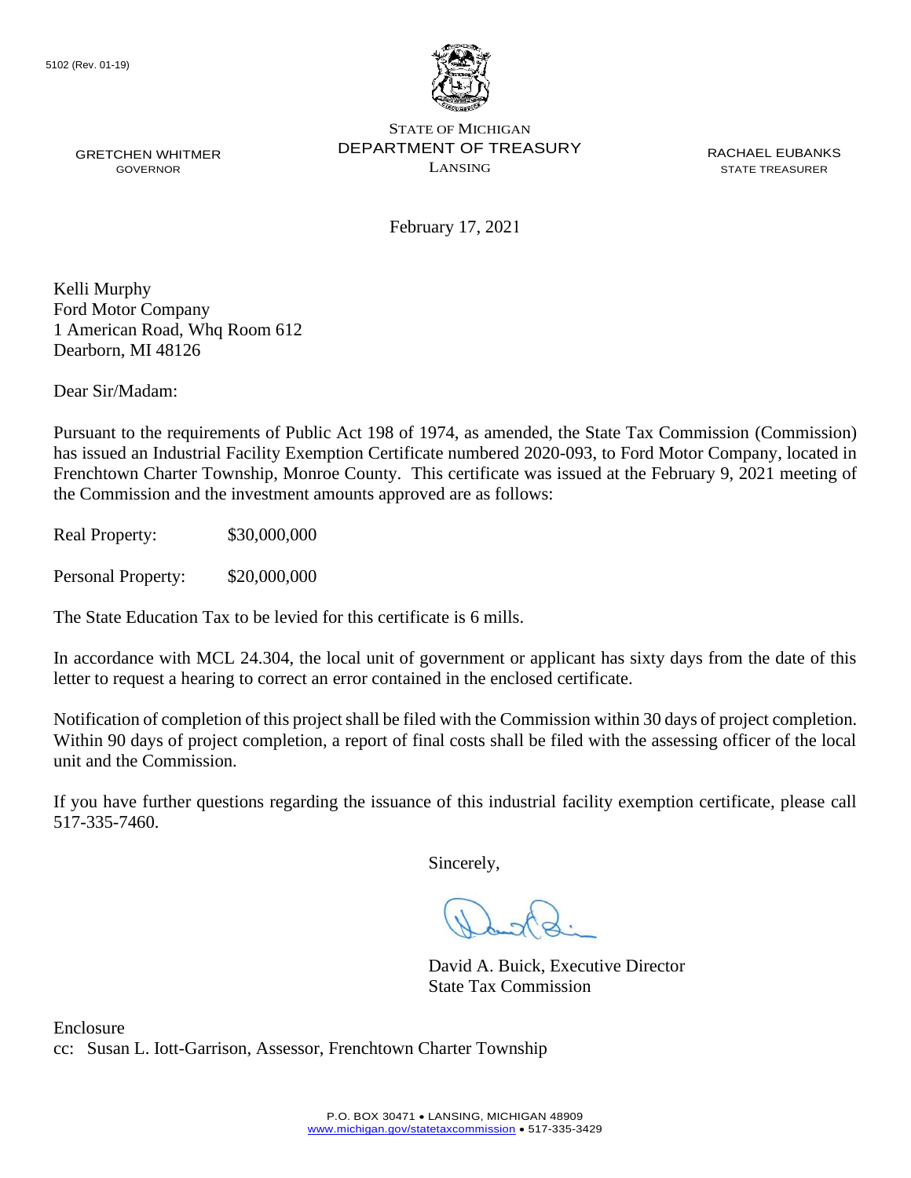5102 (Rev. 01-19)

STATE OF MICHIGAN
DEPARTMENT OF TREASURY
LANSING

GRETCHEN WHITMER
GOVERNOR

RACHAEL EUBANKS
STATE TREASURER

February 17, 2021

Kelli Murphy
Ford Motor Company
1 American Road, Whq Room 612
Dearborn, MI 48126

Dear Sir/Madam:

Pursuant to the requirements of Public Act 198 of 1974, as amended, the State Tax Commission (Commission) has issued an Industrial Facility Exemption Certificate numbered 2020-093, to Ford Motor Company, located in Frenchtown Charter Township, Monroe County. This certificate was issued at the February 9, 2021 meeting of the Commission and the investment amounts approved are as follows:

Real Property: $30,000,000

Personal Property: $20,000,000

The State Education Tax to be levied for this certificate is 6 mills.

In accordance with MCL 24.304, the local unit of government or applicant has sixty days from the date of this letter to request a hearing to correct an error contained in the enclosed certificate.

Notification of completion of this project shall be filed with the Commission within 30 days of project completion. Within 90 days of project completion, a report of final costs shall be filed with the assessing officer of the local unit and the Commission.

If you have further questions regarding the issuance of this industrial facility exemption certificate, please call 517-335-7460.

Sincerely,

David A. Buick, Executive Director
State Tax Commission

Enclosure
cc: Susan L. Iott-Garrison, Assessor, Frenchtown Charter Township

P.O. BOX 30471 • LANSING, MICHIGAN 48909
www.michigan.gov/statetaxcommission • 517-335-3429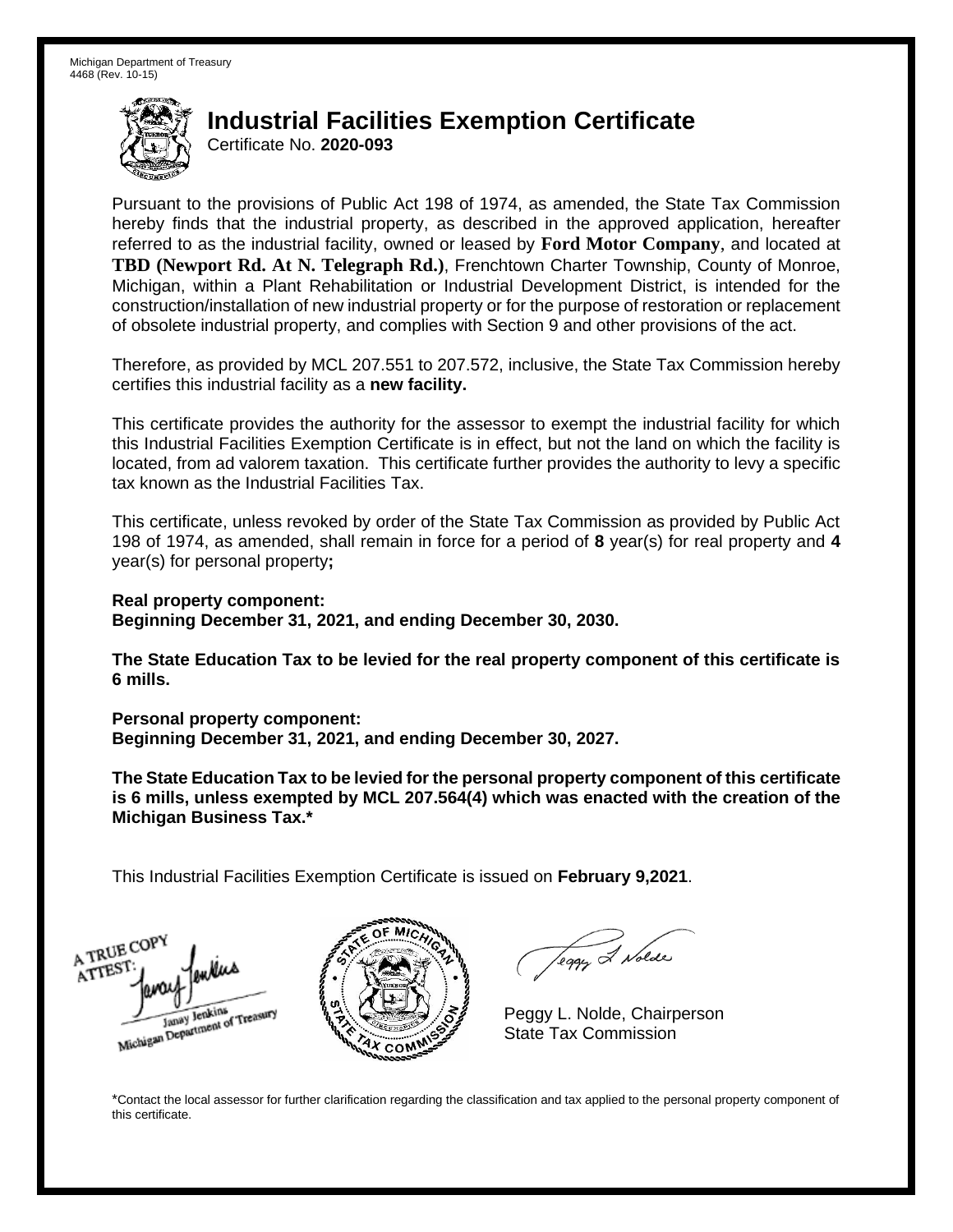Michigan Department of Treasury
4468 (Rev. 10-15)

# Industrial Facilities Exemption Certificate

Certificate No. **2020-093**

Pursuant to the provisions of Public Act 198 of 1974, as amended, the State Tax Commission hereby finds that the industrial property, as described in the approved application, hereafter referred to as the industrial facility, owned or leased by **Ford Motor Company**, and located at **TBD (Newport Rd. At N. Telegraph Rd.)**, Frenchtown Charter Township, County of Monroe, Michigan, within a Plant Rehabilitation or Industrial Development District, is intended for the construction/installation of new industrial property or for the purpose of restoration or replacement of obsolete industrial property, and complies with Section 9 and other provisions of the act.

Therefore, as provided by MCL 207.551 to 207.572, inclusive, the State Tax Commission hereby certifies this industrial facility as a **new facility.**

This certificate provides the authority for the assessor to exempt the industrial facility for which this Industrial Facilities Exemption Certificate is in effect, but not the land on which the facility is located, from ad valorem taxation. This certificate further provides the authority to levy a specific tax known as the Industrial Facilities Tax.

This certificate, unless revoked by order of the State Tax Commission as provided by Public Act 198 of 1974, as amended, shall remain in force for a period of **8** year(s) for real property and **4** year(s) for personal property**;**

**Real property component:**
**Beginning December 31, 2021, and ending December 30, 2030.**

**The State Education Tax to be levied for the real property component of this certificate is 6 mills.**

**Personal property component:**
**Beginning December 31, 2021, and ending December 30, 2027.**

**The State Education Tax to be levied for the personal property component of this certificate is 6 mills, unless exempted by MCL 207.564(4) which was enacted with the creation of the Michigan Business Tax.***

This Industrial Facilities Exemption Certificate is issued on **February 9,2021**.

A TRUE COPY
ATTEST:
Janay Jenkins
Michigan Department of Treasury

Peggy L. Nolde, Chairperson
State Tax Commission

*Contact the local assessor for further clarification regarding the classification and tax applied to the personal property component of this certificate.